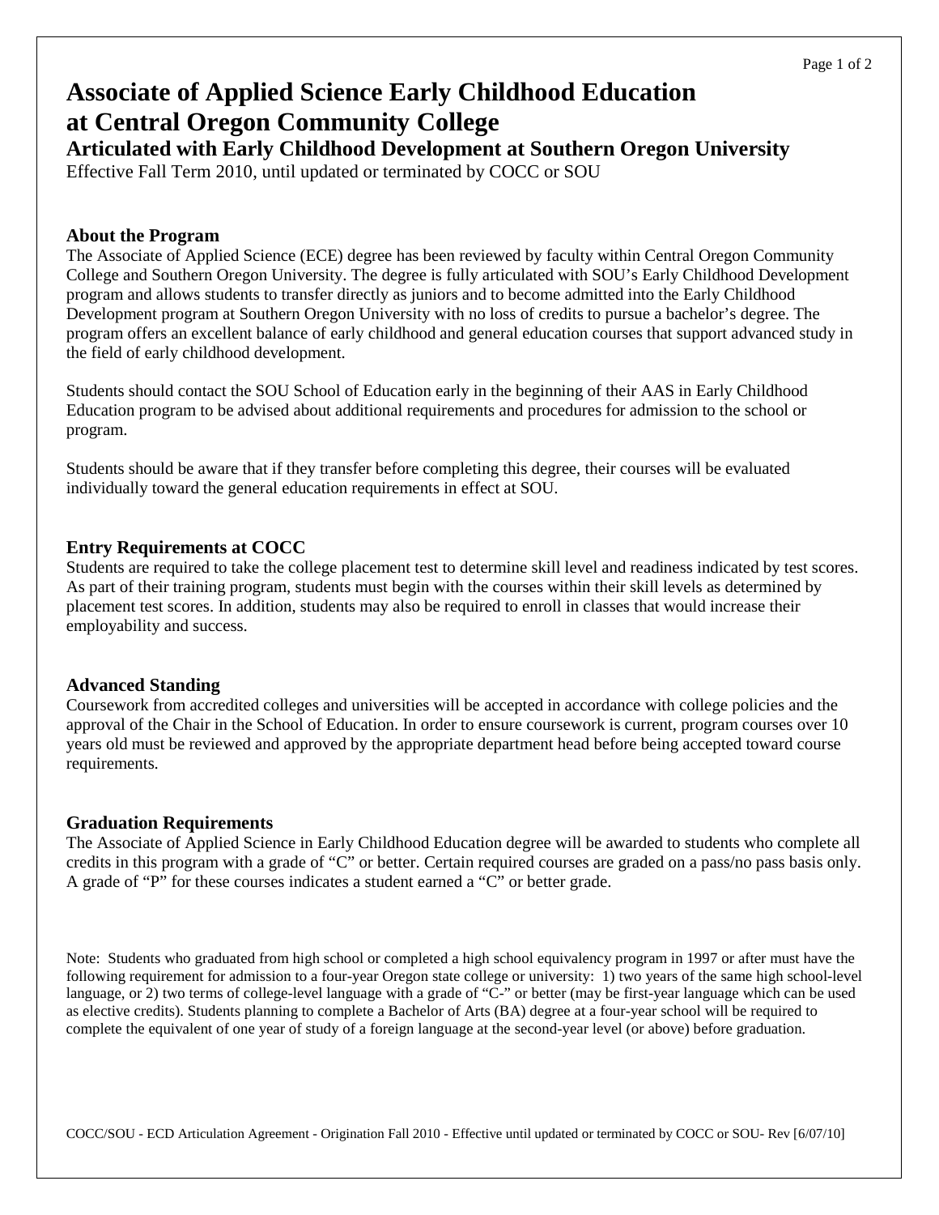# Associate of Applied Science Early Childhood Education at Central Oregon Community College

## Articulated with Early Childhood Development at Southern Oregon University

Effective Fall Term 2010, until updated or terminated by COCC or SOU

### About the Program

The Associate of Applied Science (ECE) degree has been reviewed by faculty within Central Oregon Community College and Southern Oregon University. The degree is fully articulated with SOU's Early Childhood Development program and allows students to transfer directly as juniors and to become admitted into the Early Childhood Development program at Southern Oregon University with no loss of credits to pursue a bachelor's degree. The program offers an excellent balance of early childhood and general education courses that support advanced study in the field of early childhood development.

Students should contact the SOU School of Education early in the beginning of their AAS in Early Childhood Education program to be advised about additional requirements and procedures for admission to the school or program.

Students should be aware that if they transfer before completing this degree, their courses will be evaluated individually toward the general education requirements in effect at SOU.

### Entry Requirements at COCC

Students are required to take the college placement test to determine skill level and readiness indicated by test scores. As part of their training program, students must begin with the courses within their skill levels as determined by placement test scores. In addition, students may also be required to enroll in classes that would increase their employability and success.

### Advanced Standing

Coursework from accredited colleges and universities will be accepted in accordance with college policies and the approval of the Chair in the School of Education. In order to ensure coursework is current, program courses over 10 years old must be reviewed and approved by the appropriate department head before being accepted toward course requirements.

### Graduation Requirements

The Associate of Applied Science in Early Childhood Education degree will be awarded to students who complete all credits in this program with a grade of "C" or better. Certain required courses are graded on a pass/no pass basis only. A grade of "P" for these courses indicates a student earned a "C" or better grade.

Note: Students who graduated from high school or completed a high school equivalency program in 1997 or after must have the following requirement for admission to a four-year Oregon state college or university: 1) two years of the same high school-level language, or 2) two terms of college-level language with a grade of "C-" or better (may be first-year language which can be used as elective credits). Students planning to complete a Bachelor of Arts (BA) degree at a four-year school will be required to complete the equivalent of one year of study of a foreign language at the second-year level (or above) before graduation.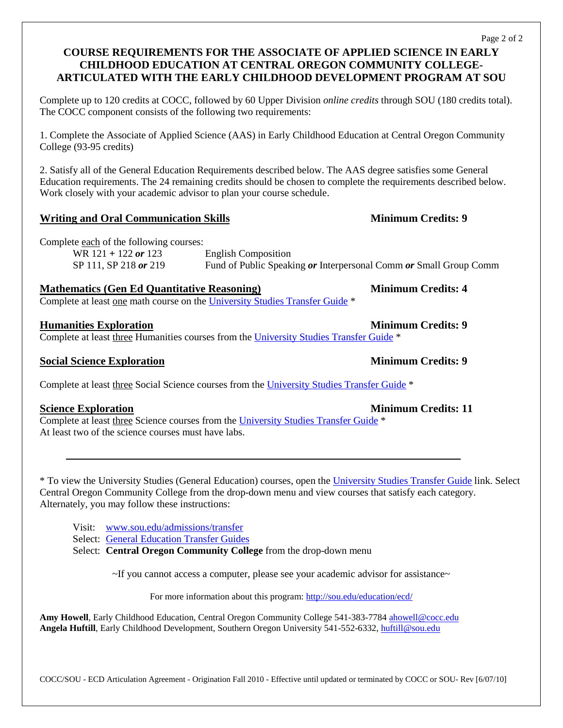# COURSE REQUIREMENTS FOR THE ASSOCIATE OF APPLIED SCIENCE IN EARLY CHILDHOOD EDUCATION AT CENTRAL OREGON COMMUNITY COLLEGE-ARTICULATED WITH THE EARLY CHILDHOOD DEVELOPMENT PROGRAM AT SOU

Complete up to 120 credits at COCC, followed by 60 Upper Division *online credits* through SOU (180 credits total). The COCC component consists of the following two requirements:

1. Complete the Associate of Applied Science (AAS) in Early Childhood Education at Central Oregon Community College (93-95 credits)

2. Satisfy all of the General Education Requirements described below. The AAS degree satisfies some General Education requirements. The 24 remaining credits should be chosen to complete the requirements described below. Work closely with your academic advisor to plan your course schedule.

## Writing and Oral Communication Skills — Minimum Credits: 9

Complete each of the following courses:

| | |
|---|---|
| WR 121 + 122 ***or*** 123 | English Composition |
| SP 111, SP 218 ***or*** 219 | Fund of Public Speaking ***or*** Interpersonal Comm ***or*** Small Group Comm |

## Mathematics (Gen Ed Quantitative Reasoning) — Minimum Credits: 4

Complete at least one math course on the University Studies Transfer Guide *

## Humanities Exploration — Minimum Credits: 9

Complete at least three Humanities courses from the University Studies Transfer Guide *

## Social Science Exploration — Minimum Credits: 9

Complete at least three Social Science courses from the University Studies Transfer Guide *

## Science Exploration — Minimum Credits: 11

Complete at least three Science courses from the University Studies Transfer Guide *
At least two of the science courses must have labs.

---

* To view the University Studies (General Education) courses, open the University Studies Transfer Guide link. Select Central Oregon Community College from the drop-down menu and view courses that satisfy each category. Alternately, you may follow these instructions:

Visit: www.sou.edu/admissions/transfer
Select: General Education Transfer Guides
Select: **Central Oregon Community College** from the drop-down menu

~If you cannot access a computer, please see your academic advisor for assistance~

For more information about this program: http://sou.edu/education/ecd/

**Amy Howell**, Early Childhood Education, Central Oregon Community College 541-383-7784 ahowell@cocc.edu
**Angela Huftill**, Early Childhood Development, Southern Oregon University 541-552-6332, huftill@sou.edu

COCC/SOU - ECD Articulation Agreement - Origination Fall 2010 - Effective until updated or terminated by COCC or SOU- Rev [6/07/10]